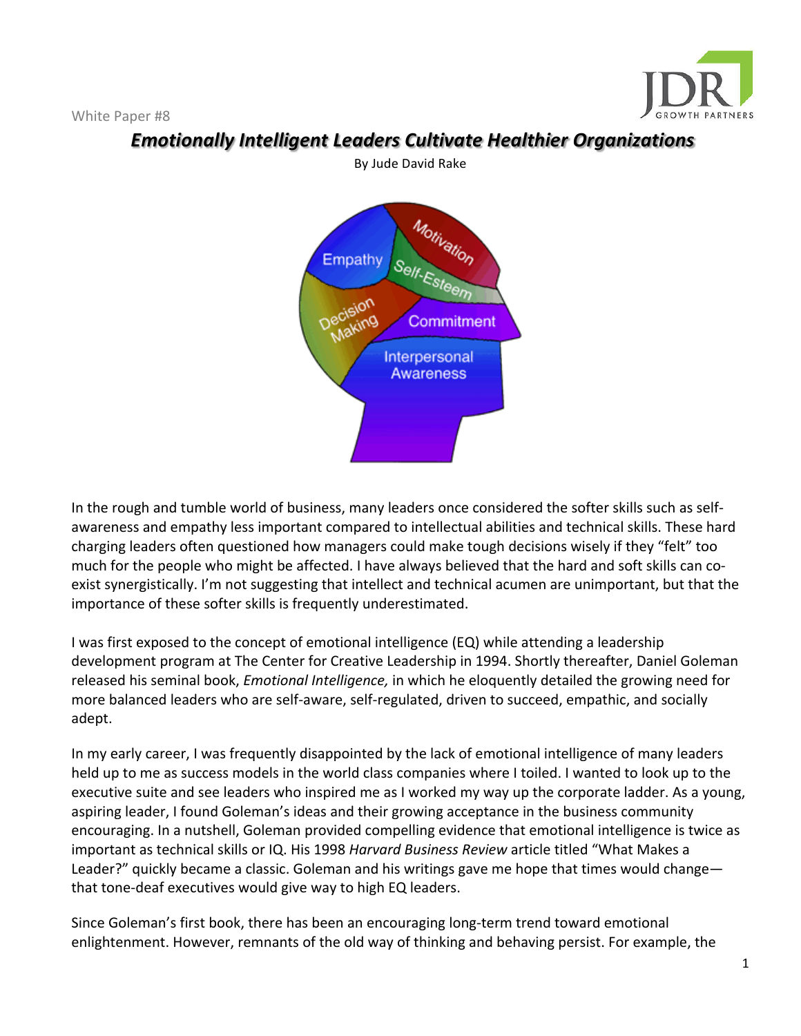White Paper #8

# *Emotionally Intelligent Leaders Cultivate Healthier Organizations*

By Jude David Rake

In the rough and tumble world of business, many leaders once considered the softer skills such as self-awareness and empathy less important compared to intellectual abilities and technical skills. These hard charging leaders often questioned how managers could make tough decisions wisely if they "felt" too much for the people who might be affected. I have always believed that the hard and soft skills can co-exist synergistically. I'm not suggesting that intellect and technical acumen are unimportant, but that the importance of these softer skills is frequently underestimated.

I was first exposed to the concept of emotional intelligence (EQ) while attending a leadership development program at The Center for Creative Leadership in 1994. Shortly thereafter, Daniel Goleman released his seminal book, *Emotional Intelligence,* in which he eloquently detailed the growing need for more balanced leaders who are self-aware, self-regulated, driven to succeed, empathic, and socially adept.

In my early career, I was frequently disappointed by the lack of emotional intelligence of many leaders held up to me as success models in the world class companies where I toiled. I wanted to look up to the executive suite and see leaders who inspired me as I worked my way up the corporate ladder. As a young, aspiring leader, I found Goleman's ideas and their growing acceptance in the business community encouraging. In a nutshell, Goleman provided compelling evidence that emotional intelligence is twice as important as technical skills or IQ. His 1998 *Harvard Business Review* article titled "What Makes a Leader?" quickly became a classic. Goleman and his writings gave me hope that times would change—that tone-deaf executives would give way to high EQ leaders.

Since Goleman's first book, there has been an encouraging long-term trend toward emotional enlightenment. However, remnants of the old way of thinking and behaving persist. For example, the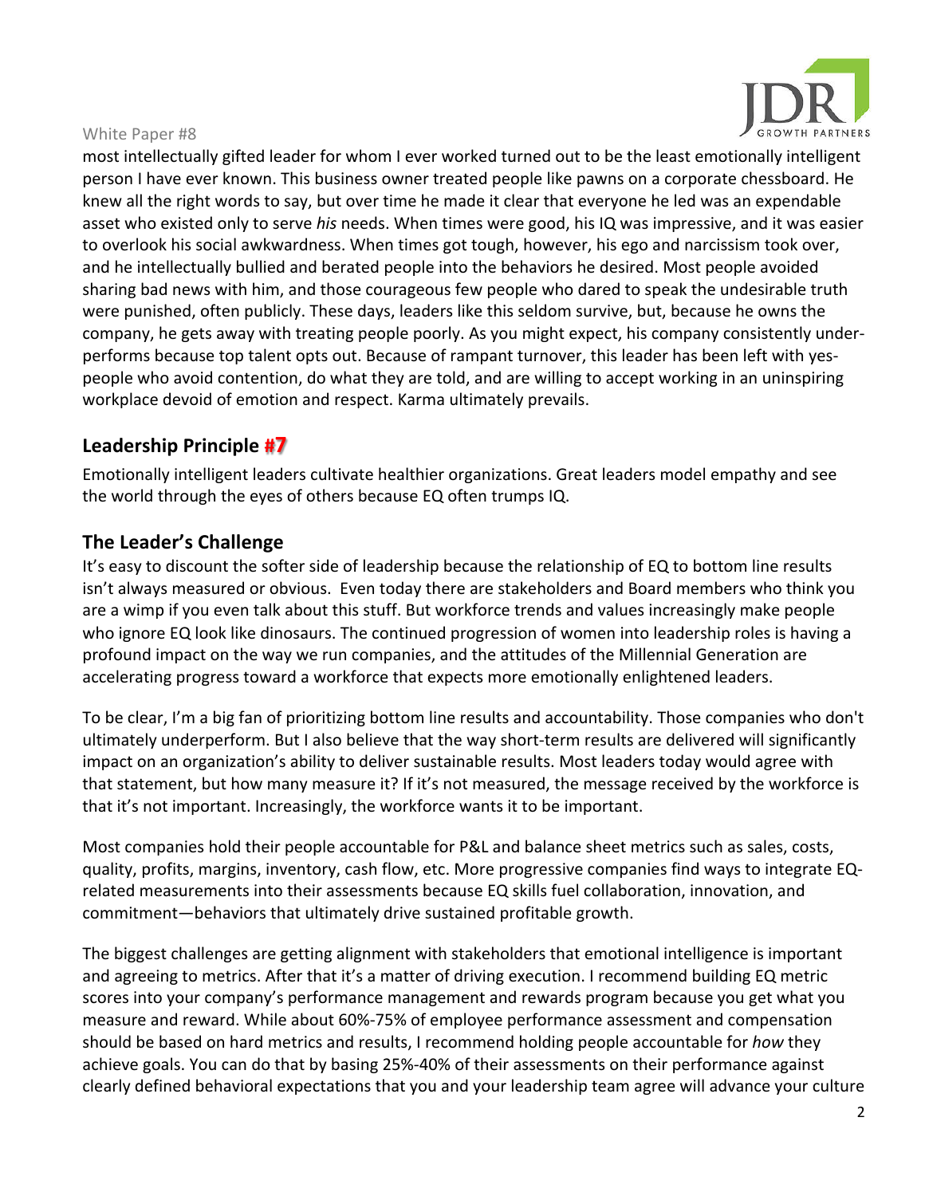most intellectually gifted leader for whom I ever worked turned out to be the least emotionally intelligent person I have ever known. This business owner treated people like pawns on a corporate chessboard. He knew all the right words to say, but over time he made it clear that everyone he led was an expendable asset who existed only to serve *his* needs. When times were good, his IQ was impressive, and it was easier to overlook his social awkwardness. When times got tough, however, his ego and narcissism took over, and he intellectually bullied and berated people into the behaviors he desired. Most people avoided sharing bad news with him, and those courageous few people who dared to speak the undesirable truth were punished, often publicly. These days, leaders like this seldom survive, but, because he owns the company, he gets away with treating people poorly. As you might expect, his company consistently under-performs because top talent opts out. Because of rampant turnover, this leader has been left with yes-people who avoid contention, do what they are told, and are willing to accept working in an uninspiring workplace devoid of emotion and respect. Karma ultimately prevails.

## Leadership Principle #7

Emotionally intelligent leaders cultivate healthier organizations. Great leaders model empathy and see the world through the eyes of others because EQ often trumps IQ.

## The Leader's Challenge

It's easy to discount the softer side of leadership because the relationship of EQ to bottom line results isn't always measured or obvious. Even today there are stakeholders and Board members who think you are a wimp if you even talk about this stuff. But workforce trends and values increasingly make people who ignore EQ look like dinosaurs. The continued progression of women into leadership roles is having a profound impact on the way we run companies, and the attitudes of the Millennial Generation are accelerating progress toward a workforce that expects more emotionally enlightened leaders.

To be clear, I'm a big fan of prioritizing bottom line results and accountability. Those companies who don't ultimately underperform. But I also believe that the way short-term results are delivered will significantly impact on an organization's ability to deliver sustainable results. Most leaders today would agree with that statement, but how many measure it? If it's not measured, the message received by the workforce is that it's not important. Increasingly, the workforce wants it to be important.

Most companies hold their people accountable for P&L and balance sheet metrics such as sales, costs, quality, profits, margins, inventory, cash flow, etc. More progressive companies find ways to integrate EQ-related measurements into their assessments because EQ skills fuel collaboration, innovation, and commitment—behaviors that ultimately drive sustained profitable growth.

The biggest challenges are getting alignment with stakeholders that emotional intelligence is important and agreeing to metrics. After that it's a matter of driving execution. I recommend building EQ metric scores into your company's performance management and rewards program because you get what you measure and reward. While about 60%-75% of employee performance assessment and compensation should be based on hard metrics and results, I recommend holding people accountable for *how* they achieve goals. You can do that by basing 25%-40% of their assessments on their performance against clearly defined behavioral expectations that you and your leadership team agree will advance your culture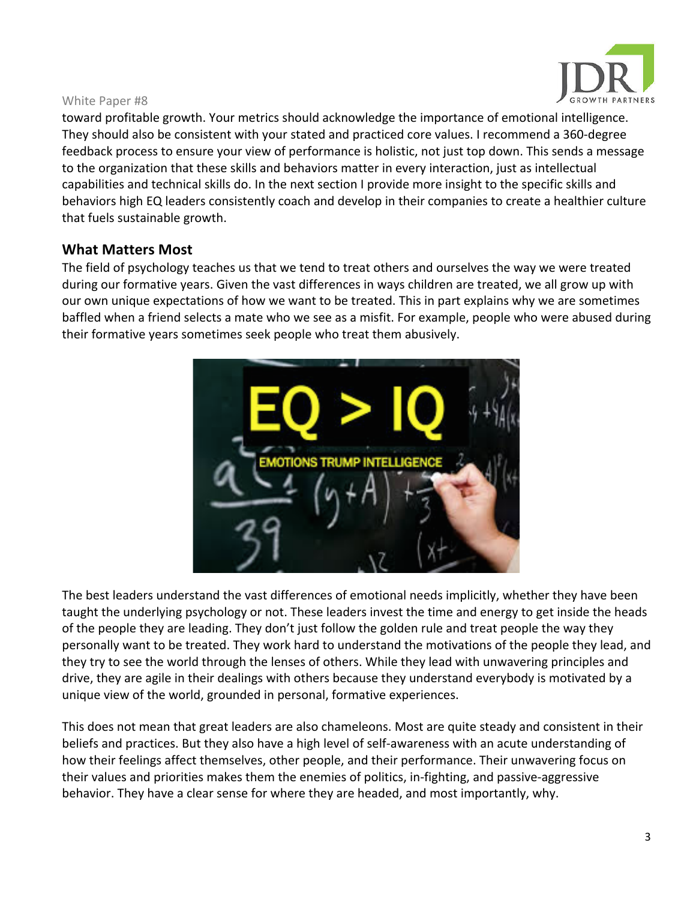toward profitable growth. Your metrics should acknowledge the importance of emotional intelligence. They should also be consistent with your stated and practiced core values. I recommend a 360-degree feedback process to ensure your view of performance is holistic, not just top down. This sends a message to the organization that these skills and behaviors matter in every interaction, just as intellectual capabilities and technical skills do. In the next section I provide more insight to the specific skills and behaviors high EQ leaders consistently coach and develop in their companies to create a healthier culture that fuels sustainable growth.

## What Matters Most

The field of psychology teaches us that we tend to treat others and ourselves the way we were treated during our formative years. Given the vast differences in ways children are treated, we all grow up with our own unique expectations of how we want to be treated. This in part explains why we are sometimes baffled when a friend selects a mate who we see as a misfit. For example, people who were abused during their formative years sometimes seek people who treat them abusively.

The best leaders understand the vast differences of emotional needs implicitly, whether they have been taught the underlying psychology or not. These leaders invest the time and energy to get inside the heads of the people they are leading. They don't just follow the golden rule and treat people the way they personally want to be treated. They work hard to understand the motivations of the people they lead, and they try to see the world through the lenses of others. While they lead with unwavering principles and drive, they are agile in their dealings with others because they understand everybody is motivated by a unique view of the world, grounded in personal, formative experiences.

This does not mean that great leaders are also chameleons. Most are quite steady and consistent in their beliefs and practices. But they also have a high level of self-awareness with an acute understanding of how their feelings affect themselves, other people, and their performance. Their unwavering focus on their values and priorities makes them the enemies of politics, in-fighting, and passive-aggressive behavior. They have a clear sense for where they are headed, and most importantly, why.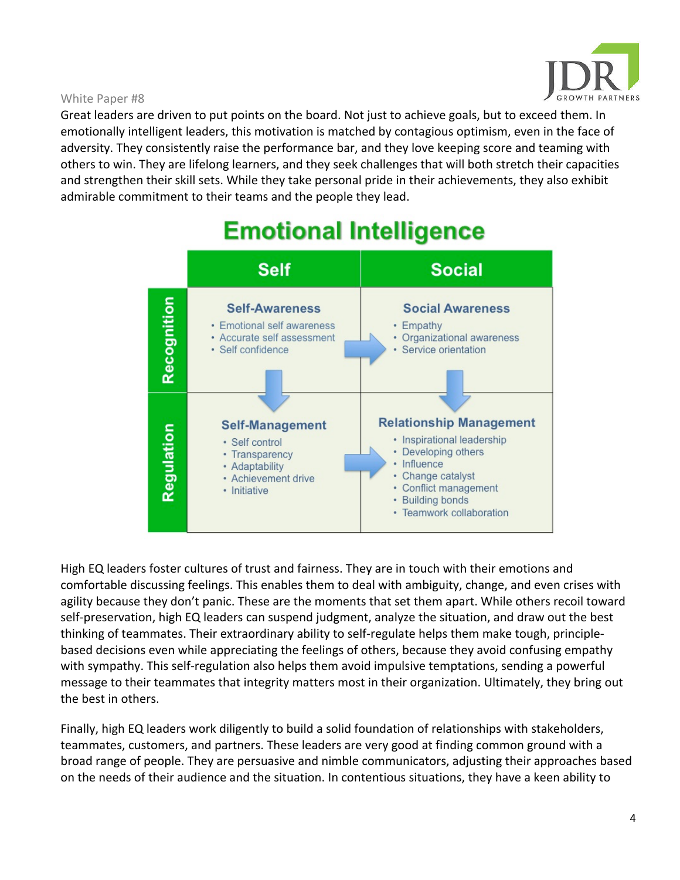White Paper #8

Great leaders are driven to put points on the board. Not just to achieve goals, but to exceed them. In emotionally intelligent leaders, this motivation is matched by contagious optimism, even in the face of adversity. They consistently raise the performance bar, and they love keeping score and teaming with others to win. They are lifelong learners, and they seek challenges that will both stretch their capacities and strengthen their skill sets. While they take personal pride in their achievements, they also exhibit admirable commitment to their teams and the people they lead.

## Emotional Intelligence

| | Self | Social |
|---|---|---|
| **Recognition** | **Self-Awareness**<br>• Emotional self awareness<br>• Accurate self assessment<br>• Self confidence | **Social Awareness**<br>• Empathy<br>• Organizational awareness<br>• Service orientation |
| **Regulation** | **Self-Management**<br>• Self control<br>• Transparency<br>• Adaptability<br>• Achievement drive<br>• Initiative | **Relationship Management**<br>• Inspirational leadership<br>• Developing others<br>• Influence<br>• Change catalyst<br>• Conflict management<br>• Building bonds<br>• Teamwork collaboration |

High EQ leaders foster cultures of trust and fairness. They are in touch with their emotions and comfortable discussing feelings. This enables them to deal with ambiguity, change, and even crises with agility because they don't panic. These are the moments that set them apart. While others recoil toward self-preservation, high EQ leaders can suspend judgment, analyze the situation, and draw out the best thinking of teammates. Their extraordinary ability to self-regulate helps them make tough, principle-based decisions even while appreciating the feelings of others, because they avoid confusing empathy with sympathy. This self-regulation also helps them avoid impulsive temptations, sending a powerful message to their teammates that integrity matters most in their organization. Ultimately, they bring out the best in others.

Finally, high EQ leaders work diligently to build a solid foundation of relationships with stakeholders, teammates, customers, and partners. These leaders are very good at finding common ground with a broad range of people. They are persuasive and nimble communicators, adjusting their approaches based on the needs of their audience and the situation. In contentious situations, they have a keen ability to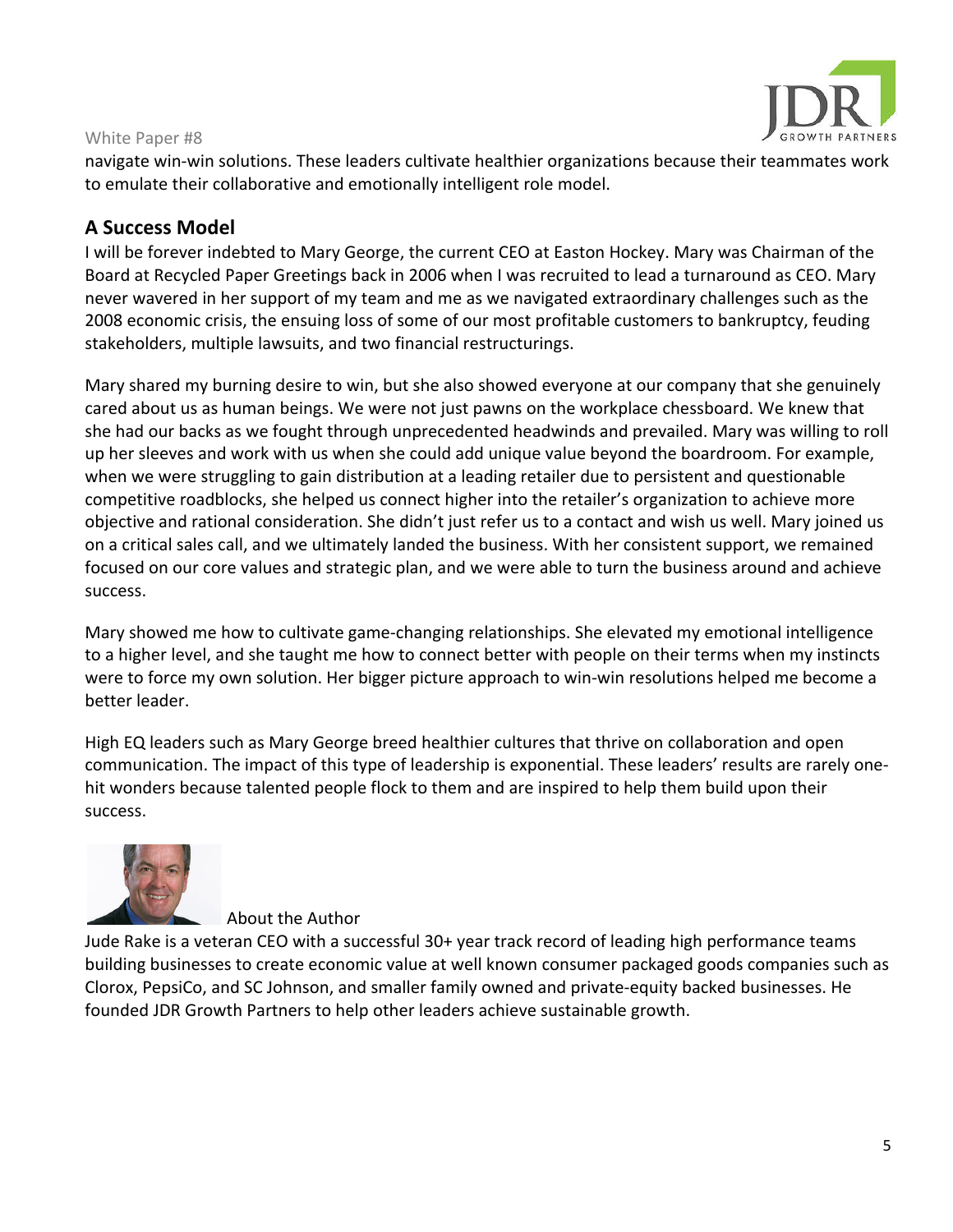navigate win-win solutions. These leaders cultivate healthier organizations because their teammates work to emulate their collaborative and emotionally intelligent role model.

## A Success Model

I will be forever indebted to Mary George, the current CEO at Easton Hockey. Mary was Chairman of the Board at Recycled Paper Greetings back in 2006 when I was recruited to lead a turnaround as CEO. Mary never wavered in her support of my team and me as we navigated extraordinary challenges such as the 2008 economic crisis, the ensuing loss of some of our most profitable customers to bankruptcy, feuding stakeholders, multiple lawsuits, and two financial restructurings.

Mary shared my burning desire to win, but she also showed everyone at our company that she genuinely cared about us as human beings. We were not just pawns on the workplace chessboard. We knew that she had our backs as we fought through unprecedented headwinds and prevailed. Mary was willing to roll up her sleeves and work with us when she could add unique value beyond the boardroom. For example, when we were struggling to gain distribution at a leading retailer due to persistent and questionable competitive roadblocks, she helped us connect higher into the retailer's organization to achieve more objective and rational consideration. She didn't just refer us to a contact and wish us well. Mary joined us on a critical sales call, and we ultimately landed the business. With her consistent support, we remained focused on our core values and strategic plan, and we were able to turn the business around and achieve success.

Mary showed me how to cultivate game-changing relationships. She elevated my emotional intelligence to a higher level, and she taught me how to connect better with people on their terms when my instincts were to force my own solution. Her bigger picture approach to win-win resolutions helped me become a better leader.

High EQ leaders such as Mary George breed healthier cultures that thrive on collaboration and open communication. The impact of this type of leadership is exponential. These leaders' results are rarely one-hit wonders because talented people flock to them and are inspired to help them build upon their success.

About the Author

Jude Rake is a veteran CEO with a successful 30+ year track record of leading high performance teams building businesses to create economic value at well known consumer packaged goods companies such as Clorox, PepsiCo, and SC Johnson, and smaller family owned and private-equity backed businesses. He founded JDR Growth Partners to help other leaders achieve sustainable growth.